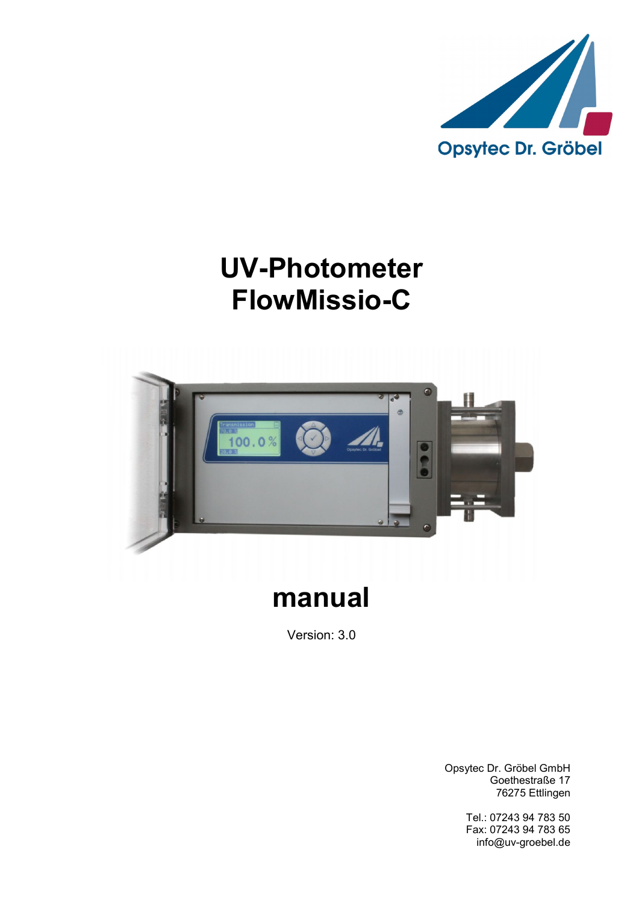Opsytec Dr. Gröbel

# UV-Photometer FlowMissio-C

# manual

Version: 3.0

Opsytec Dr. Gröbel GmbH
Goethestraße 17
76275 Ettlingen

Tel.: 07243 94 783 50
Fax: 07243 94 783 65
info@uv-groebel.de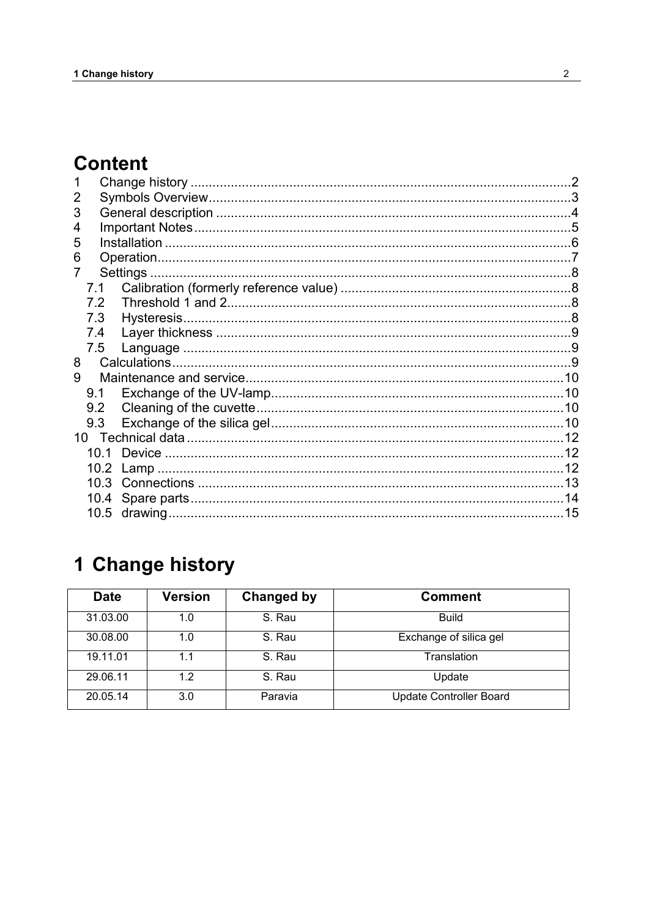# Content

1 Change history ....................................................................................................2
2 Symbols Overview.................................................................................................3
3 General description ...............................................................................................4
4 Important Notes.....................................................................................................5
5 Installation .............................................................................................................6
6 Operation...............................................................................................................7
7 Settings .................................................................................................................8
 7.1 Calibration (formerly reference value) .............................................................8
 7.2 Threshold 1 and 2............................................................................................8
 7.3 Hysteresis........................................................................................................8
 7.4 Layer thickness ...............................................................................................9
 7.5 Language .........................................................................................................9
8 Calculations............................................................................................................9
9 Maintenance and service......................................................................................10
 9.1 Exchange of the UV-lamp...............................................................................10
 9.2 Cleaning of the cuvette...................................................................................10
 9.3 Exchange of the silica gel...............................................................................10
10 Technical data.....................................................................................................12
 10.1 Device ..........................................................................................................12
 10.2 Lamp .............................................................................................................12
 10.3 Connections ..................................................................................................13
 10.4 Spare parts....................................................................................................14
 10.5 drawing..........................................................................................................15

# 1 Change history

| Date | Version | Changed by | Comment |
|---|---|---|---|
| 31.03.00 | 1.0 | S. Rau | Build |
| 30.08.00 | 1.0 | S. Rau | Exchange of silica gel |
| 19.11.01 | 1.1 | S. Rau | Translation |
| 29.06.11 | 1.2 | S. Rau | Update |
| 20.05.14 | 3.0 | Paravia | Update Controller Board |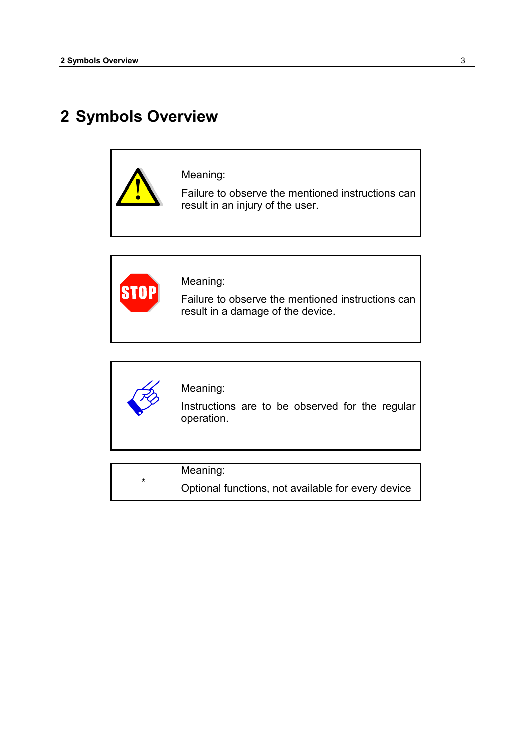# 2 Symbols Overview

Meaning:

Failure to observe the mentioned instructions can result in an injury of the user.

Meaning:

Failure to observe the mentioned instructions can result in a damage of the device.

Meaning:

Instructions are to be observed for the regular operation.

*

Meaning:

Optional functions, not available for every device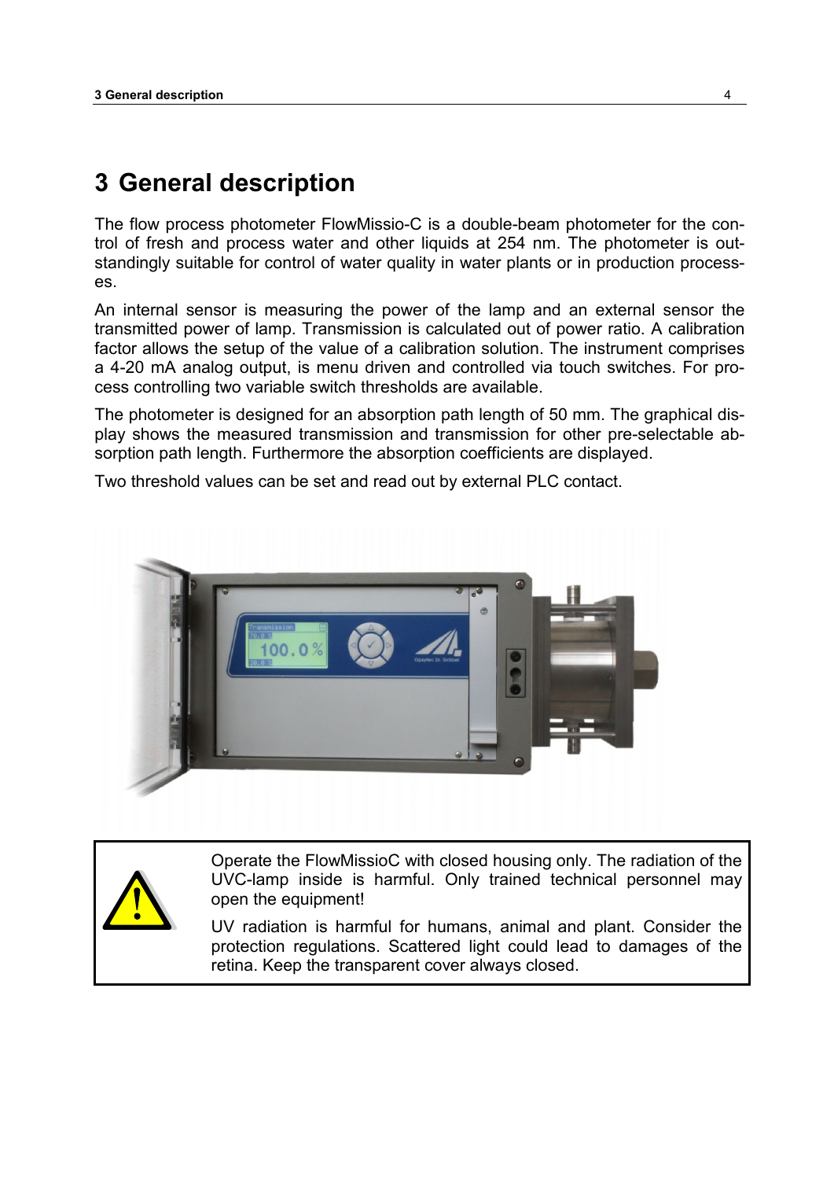# 3 General description

The flow process photometer FlowMissio-C is a double-beam photometer for the control of fresh and process water and other liquids at 254 nm. The photometer is outstandingly suitable for control of water quality in water plants or in production processes.

An internal sensor is measuring the power of the lamp and an external sensor the transmitted power of lamp. Transmission is calculated out of power ratio. A calibration factor allows the setup of the value of a calibration solution. The instrument comprises a 4-20 mA analog output, is menu driven and controlled via touch switches. For process controlling two variable switch thresholds are available.

The photometer is designed for an absorption path length of 50 mm. The graphical display shows the measured transmission and transmission for other pre-selectable absorption path length. Furthermore the absorption coefficients are displayed.

Two threshold values can be set and read out by external PLC contact.

Operate the FlowMissioC with closed housing only. The radiation of the UVC-lamp inside is harmful. Only trained technical personnel may open the equipment!

UV radiation is harmful for humans, animal and plant. Consider the protection regulations. Scattered light could lead to damages of the retina. Keep the transparent cover always closed.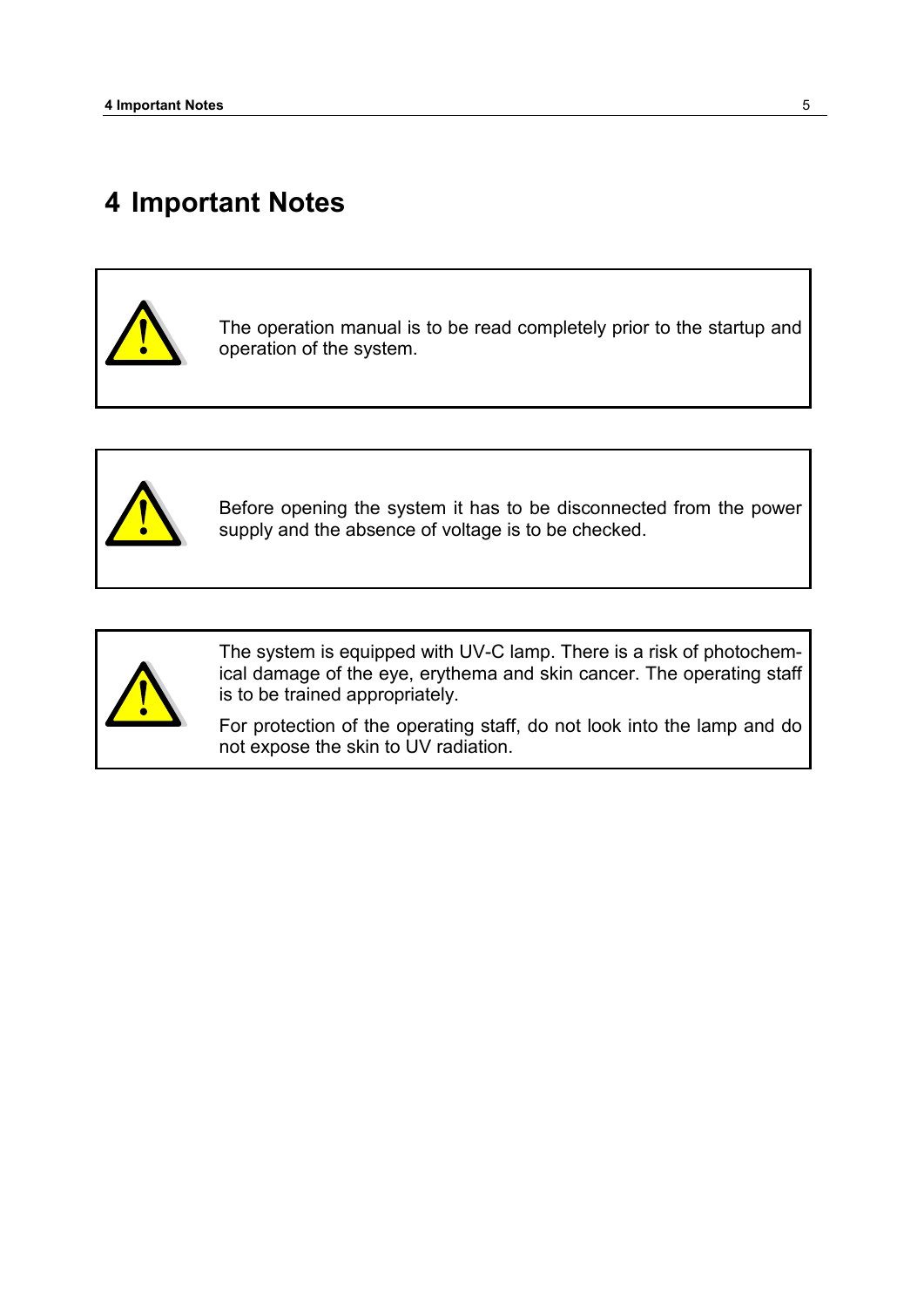# 4 Important Notes

> The operation manual is to be read completely prior to the startup and operation of the system.

> Before opening the system it has to be disconnected from the power supply and the absence of voltage is to be checked.

> The system is equipped with UV-C lamp. There is a risk of photochemical damage of the eye, erythema and skin cancer. The operating staff is to be trained appropriately.
>
> For protection of the operating staff, do not look into the lamp and do not expose the skin to UV radiation.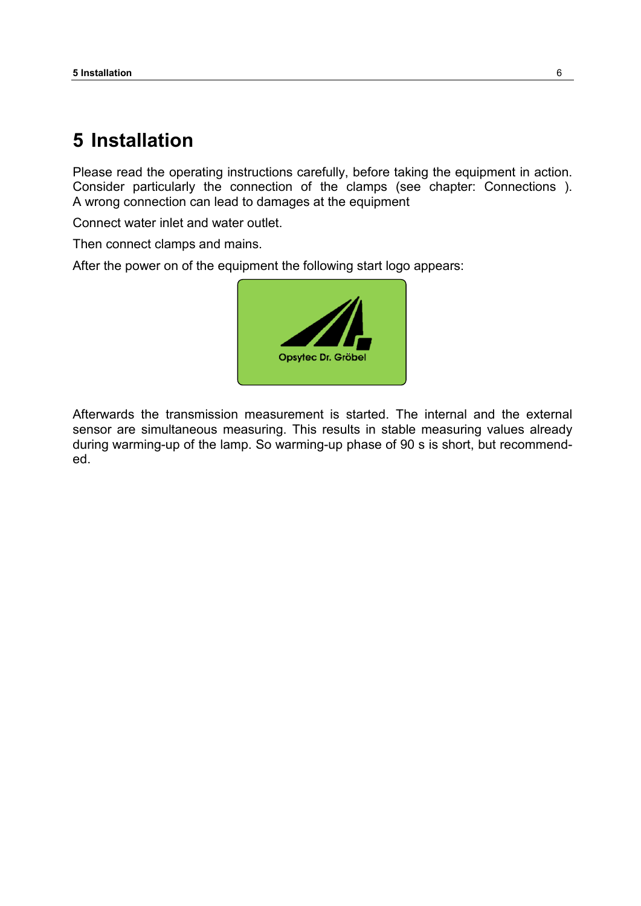# 5 Installation

Please read the operating instructions carefully, before taking the equipment in action. Consider particularly the connection of the clamps (see chapter: Connections ). A wrong connection can lead to damages at the equipment

Connect water inlet and water outlet.

Then connect clamps and mains.

After the power on of the equipment the following start logo appears:

Opsytec Dr. Gröbel

Afterwards the transmission measurement is started. The internal and the external sensor are simultaneous measuring. This results in stable measuring values already during warming-up of the lamp. So warming-up phase of 90 s is short, but recommended.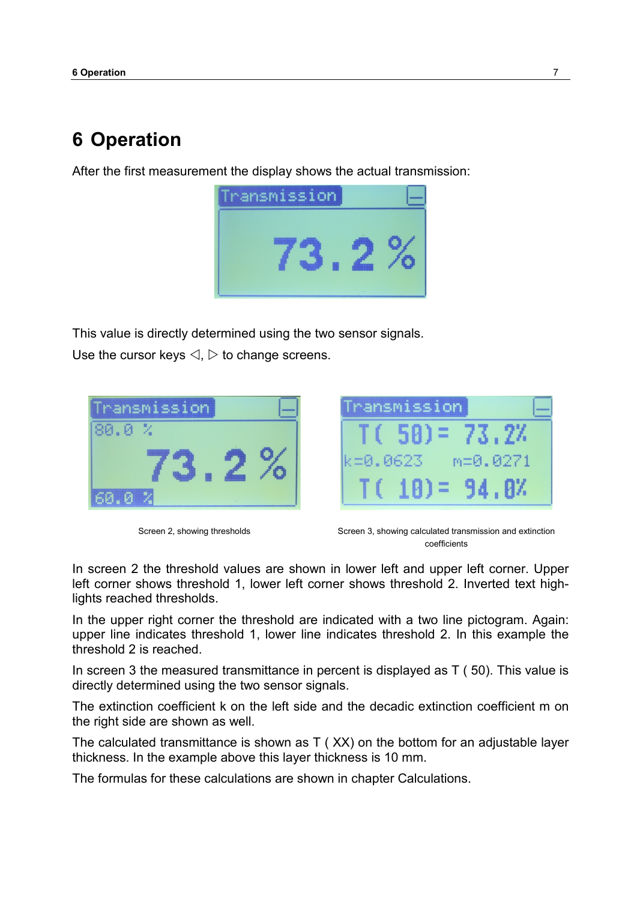# 6 Operation

After the first measurement the display shows the actual transmission:

This value is directly determined using the two sensor signals.

Use the cursor keys ◁, ▷ to change screens.

Screen 2, showing thresholds

Screen 3, showing calculated transmission and extinction coefficients

In screen 2 the threshold values are shown in lower left and upper left corner. Upper left corner shows threshold 1, lower left corner shows threshold 2. Inverted text highlights reached thresholds.

In the upper right corner the threshold are indicated with a two line pictogram. Again: upper line indicates threshold 1, lower line indicates threshold 2. In this example the threshold 2 is reached.

In screen 3 the measured transmittance in percent is displayed as T ( 50). This value is directly determined using the two sensor signals.

The extinction coefficient k on the left side and the decadic extinction coefficient m on the right side are shown as well.

The calculated transmittance is shown as T ( XX) on the bottom for an adjustable layer thickness. In the example above this layer thickness is 10 mm.

The formulas for these calculations are shown in chapter Calculations.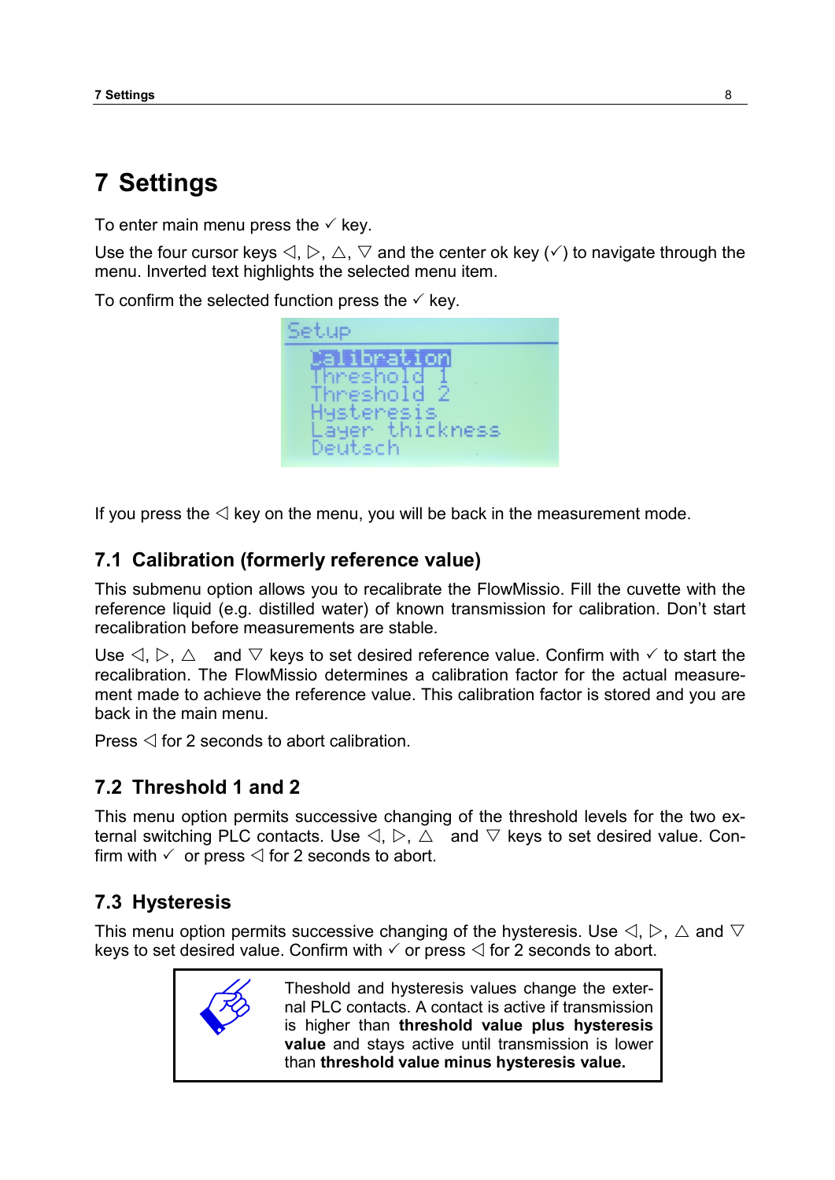# 7 Settings

To enter main menu press the ✓ key.

Use the four cursor keys ◁, ▷, △, ▽ and the center ok key (✓) to navigate through the menu. Inverted text highlights the selected menu item.

To confirm the selected function press the ✓ key.

```
Setup
  Calibration
  Threshold 1
  Threshold 2
  Hysteresis
  Layer thickness
  Deutsch
```

If you press the ◁ key on the menu, you will be back in the measurement mode.

## 7.1 Calibration (formerly reference value)

This submenu option allows you to recalibrate the FlowMissio. Fill the cuvette with the reference liquid (e.g. distilled water) of known transmission for calibration. Don't start recalibration before measurements are stable.

Use ◁, ▷, △ and ▽ keys to set desired reference value. Confirm with ✓ to start the recalibration. The FlowMissio determines a calibration factor for the actual measurement made to achieve the reference value. This calibration factor is stored and you are back in the main menu.

Press ◁ for 2 seconds to abort calibration.

## 7.2 Threshold 1 and 2

This menu option permits successive changing of the threshold levels for the two external switching PLC contacts. Use ◁, ▷, △ and ▽ keys to set desired value. Confirm with ✓ or press ◁ for 2 seconds to abort.

## 7.3 Hysteresis

This menu option permits successive changing of the hysteresis. Use ◁, ▷, △ and ▽ keys to set desired value. Confirm with ✓ or press ◁ for 2 seconds to abort.

> Theshold and hysteresis values change the external PLC contacts. A contact is active if transmission is higher than **threshold value plus hysteresis value** and stays active until transmission is lower than **threshold value minus hysteresis value.**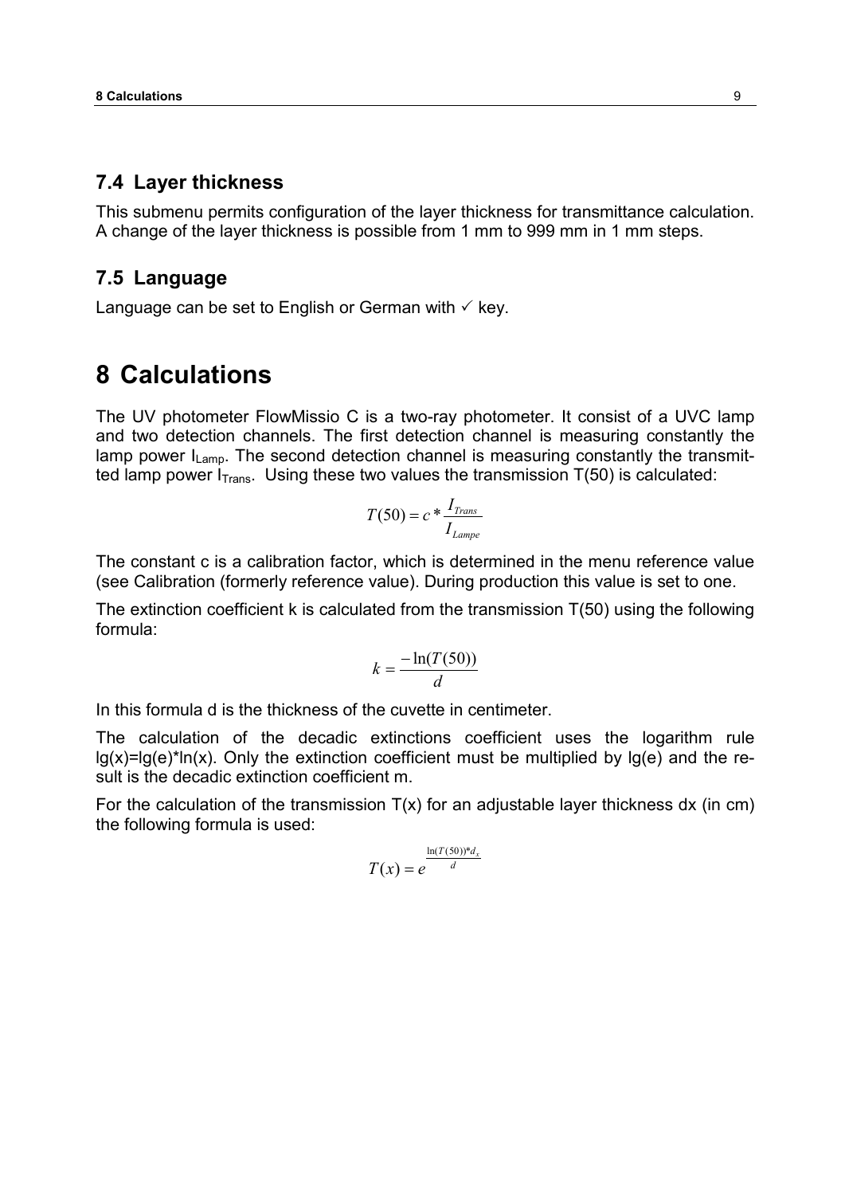## 7.4 Layer thickness

This submenu permits configuration of the layer thickness for transmittance calculation. A change of the layer thickness is possible from 1 mm to 999 mm in 1 mm steps.

## 7.5 Language

Language can be set to English or German with ✓ key.

# 8 Calculations

The UV photometer FlowMissio C is a two-ray photometer. It consist of a UVC lamp and two detection channels. The first detection channel is measuring constantly the lamp power $I_{Lamp}$. The second detection channel is measuring constantly the transmitted lamp power $I_{Trans}$. Using these two values the transmission T(50) is calculated:

$$T(50) = c * \frac{I_{Trans}}{I_{Lampe}}$$

The constant c is a calibration factor, which is determined in the menu reference value (see Calibration (formerly reference value). During production this value is set to one.

The extinction coefficient k is calculated from the transmission T(50) using the following formula:

$$k = \frac{-\ln(T(50))}{d}$$

In this formula d is the thickness of the cuvette in centimeter.

The calculation of the decadic extinctions coefficient uses the logarithm rule lg(x)=lg(e)*ln(x). Only the extinction coefficient must be multiplied by lg(e) and the result is the decadic extinction coefficient m.

For the calculation of the transmission T(x) for an adjustable layer thickness dx (in cm) the following formula is used:

$$T(x) = e^{\frac{\ln(T(50)) * d_x}{d}}$$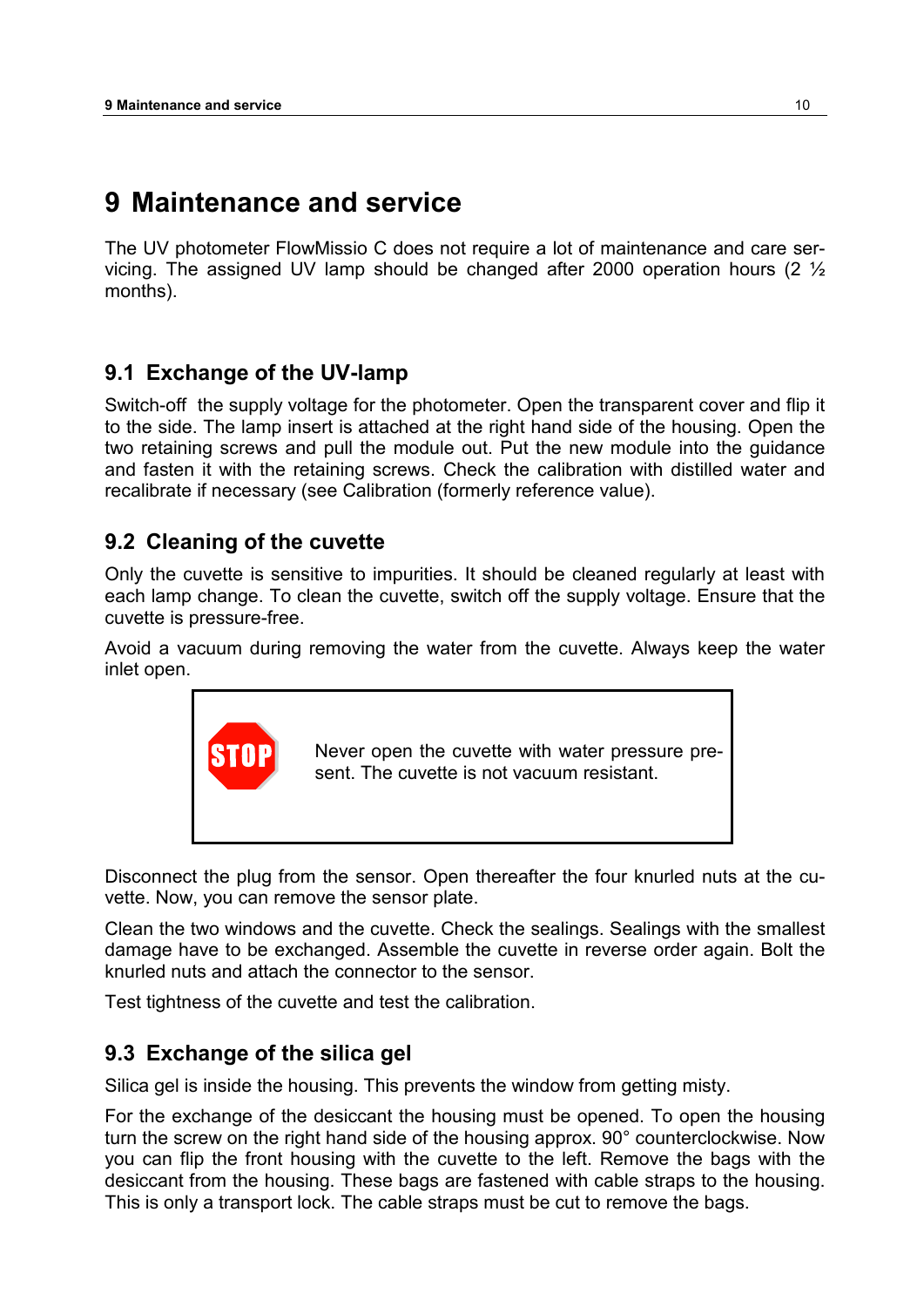# 9 Maintenance and service

The UV photometer FlowMissio C does not require a lot of maintenance and care servicing. The assigned UV lamp should be changed after 2000 operation hours (2 ½ months).

## 9.1 Exchange of the UV-lamp

Switch-off the supply voltage for the photometer. Open the transparent cover and flip it to the side. The lamp insert is attached at the right hand side of the housing. Open the two retaining screws and pull the module out. Put the new module into the guidance and fasten it with the retaining screws. Check the calibration with distilled water and recalibrate if necessary (see Calibration (formerly reference value).

## 9.2 Cleaning of the cuvette

Only the cuvette is sensitive to impurities. It should be cleaned regularly at least with each lamp change. To clean the cuvette, switch off the supply voltage. Ensure that the cuvette is pressure-free.

Avoid a vacuum during removing the water from the cuvette. Always keep the water inlet open.

> **STOP**
>
> Never open the cuvette with water pressure present. The cuvette is not vacuum resistant.

Disconnect the plug from the sensor. Open thereafter the four knurled nuts at the cuvette. Now, you can remove the sensor plate.

Clean the two windows and the cuvette. Check the sealings. Sealings with the smallest damage have to be exchanged. Assemble the cuvette in reverse order again. Bolt the knurled nuts and attach the connector to the sensor.

Test tightness of the cuvette and test the calibration.

## 9.3 Exchange of the silica gel

Silica gel is inside the housing. This prevents the window from getting misty.

For the exchange of the desiccant the housing must be opened. To open the housing turn the screw on the right hand side of the housing approx. 90° counterclockwise. Now you can flip the front housing with the cuvette to the left. Remove the bags with the desiccant from the housing. These bags are fastened with cable straps to the housing. This is only a transport lock. The cable straps must be cut to remove the bags.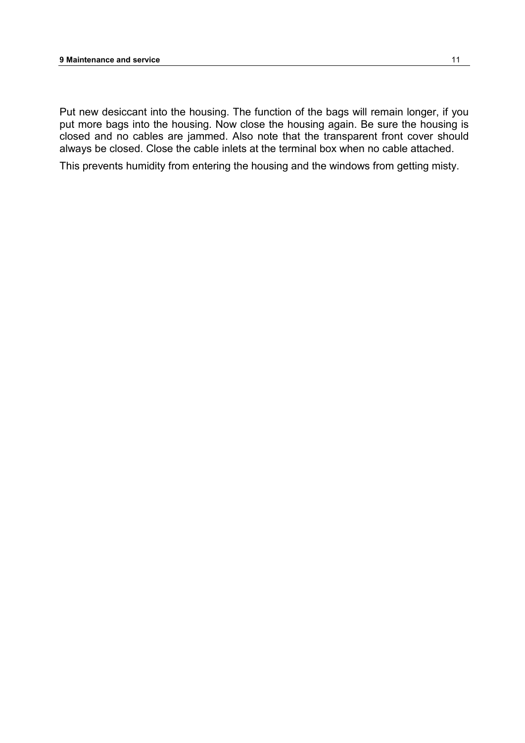Put new desiccant into the housing. The function of the bags will remain longer, if you put more bags into the housing. Now close the housing again. Be sure the housing is closed and no cables are jammed. Also note that the transparent front cover should always be closed. Close the cable inlets at the terminal box when no cable attached.

This prevents humidity from entering the housing and the windows from getting misty.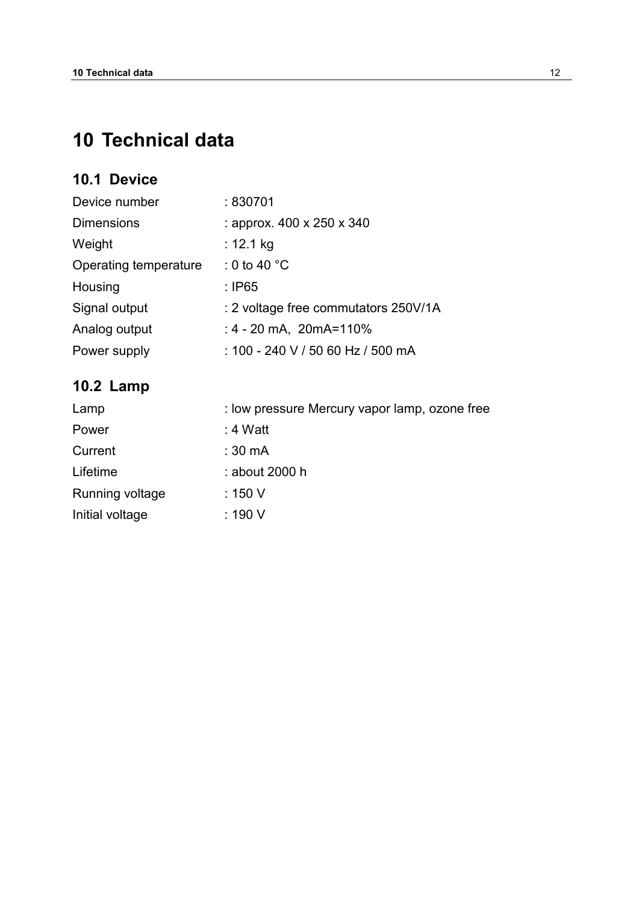# 10 Technical data

## 10.1 Device

| | |
|---|---|
| Device number | : 830701 |
| Dimensions | : approx. 400 x 250 x 340 |
| Weight | : 12.1 kg |
| Operating temperature | : 0 to 40 °C |
| Housing | : IP65 |
| Signal output | : 2 voltage free commutators 250V/1A |
| Analog output | : 4 - 20 mA, 20mA=110% |
| Power supply | : 100 - 240 V / 50 60 Hz / 500 mA |

## 10.2 Lamp

| | |
|---|---|
| Lamp | : low pressure Mercury vapor lamp, ozone free |
| Power | : 4 Watt |
| Current | : 30 mA |
| Lifetime | : about 2000 h |
| Running voltage | : 150 V |
| Initial voltage | : 190 V |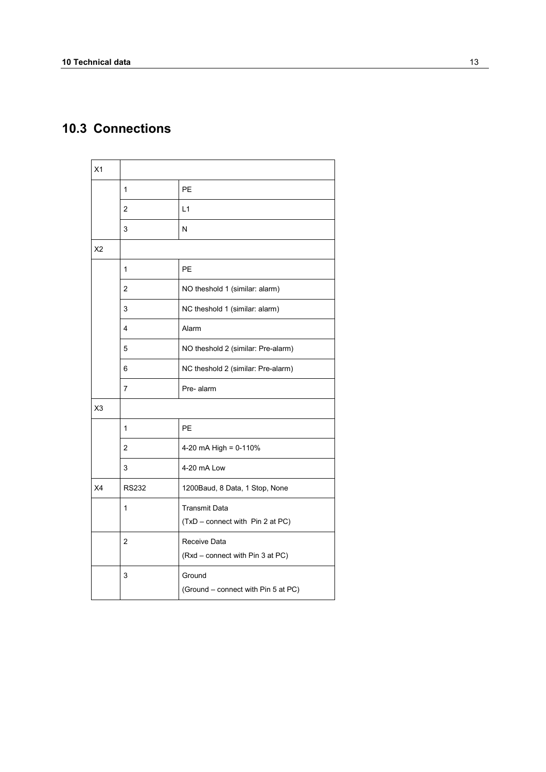## 10.3 Connections

| X1 | | |
|---|---|---|
| | 1 | PE |
| | 2 | L1 |
| | 3 | N |
| X2 | | |
| | 1 | PE |
| | 2 | NO theshold 1 (similar: alarm) |
| | 3 | NC theshold 1 (similar: alarm) |
| | 4 | Alarm |
| | 5 | NO theshold 2 (similar: Pre-alarm) |
| | 6 | NC theshold 2 (similar: Pre-alarm) |
| | 7 | Pre- alarm |
| X3 | | |
| | 1 | PE |
| | 2 | 4-20 mA High = 0-110% |
| | 3 | 4-20 mA Low |
| X4 | RS232 | 1200Baud, 8 Data, 1 Stop, None |
| | 1 | Transmit Data<br>(TxD – connect with Pin 2 at PC) |
| | 2 | Receive Data<br>(Rxd – connect with Pin 3 at PC) |
| | 3 | Ground<br>(Ground – connect with Pin 5 at PC) |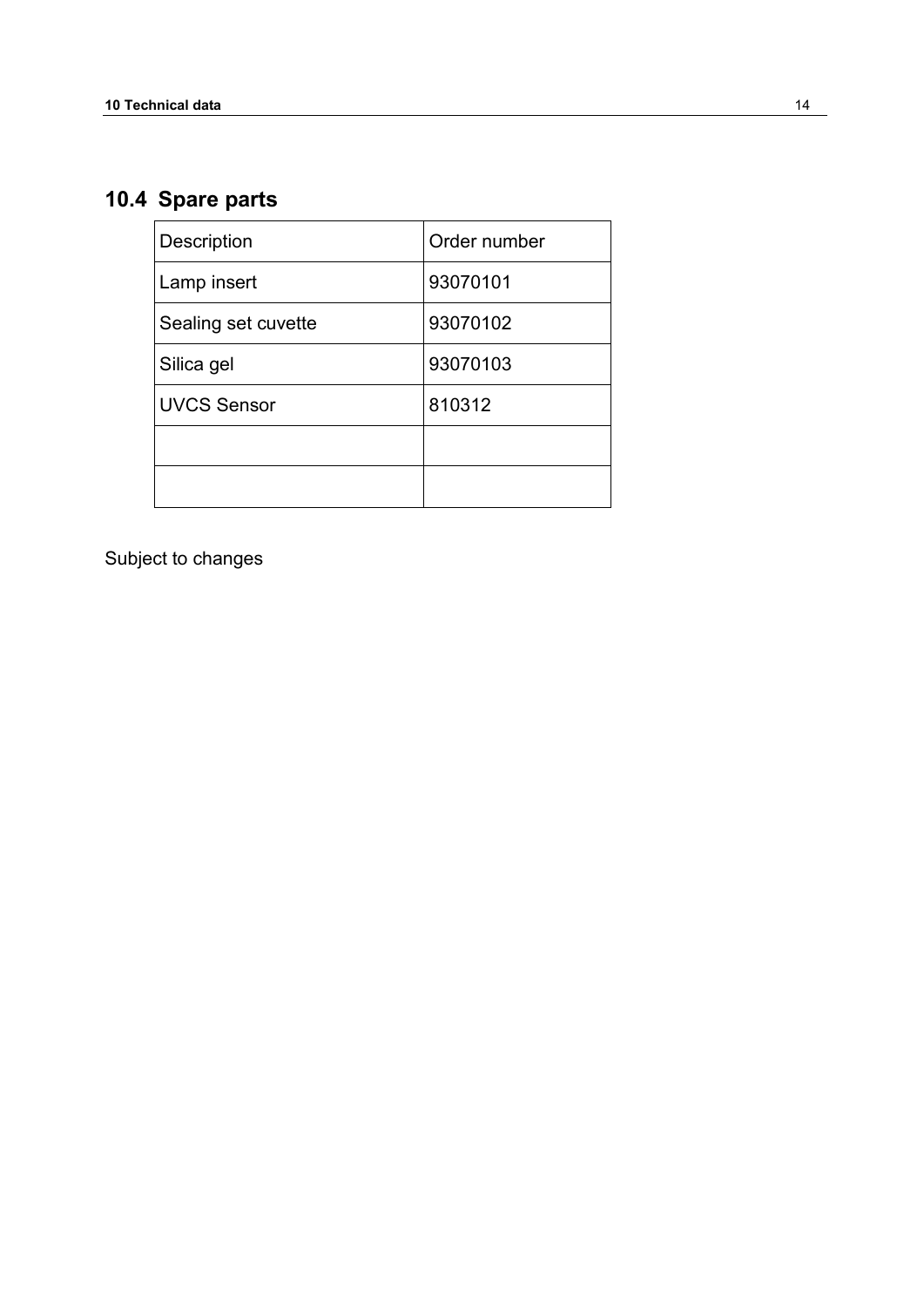## 10.4 Spare parts

| Description | Order number |
|---|---|
| Lamp insert | 93070101 |
| Sealing set cuvette | 93070102 |
| Silica gel | 93070103 |
| UVCS Sensor | 810312 |
| | |
| | |

Subject to changes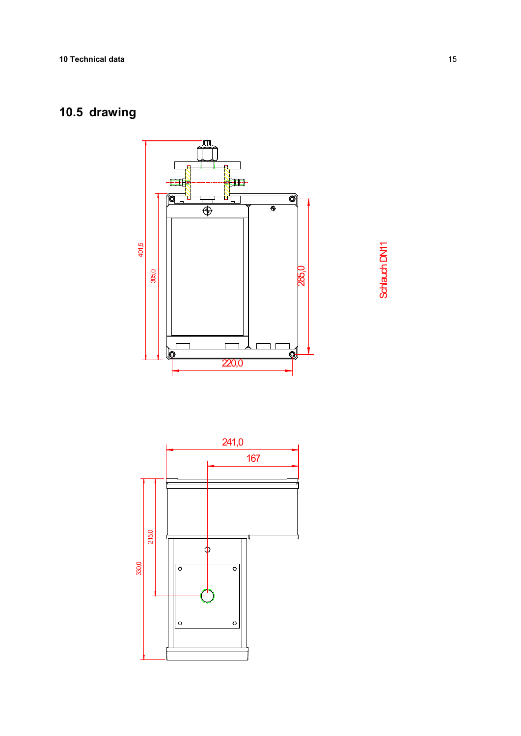## 10.5 drawing

401,5

306,0

285,0

220,0

Schlauch DN11

241,0

167

215,0

330,0